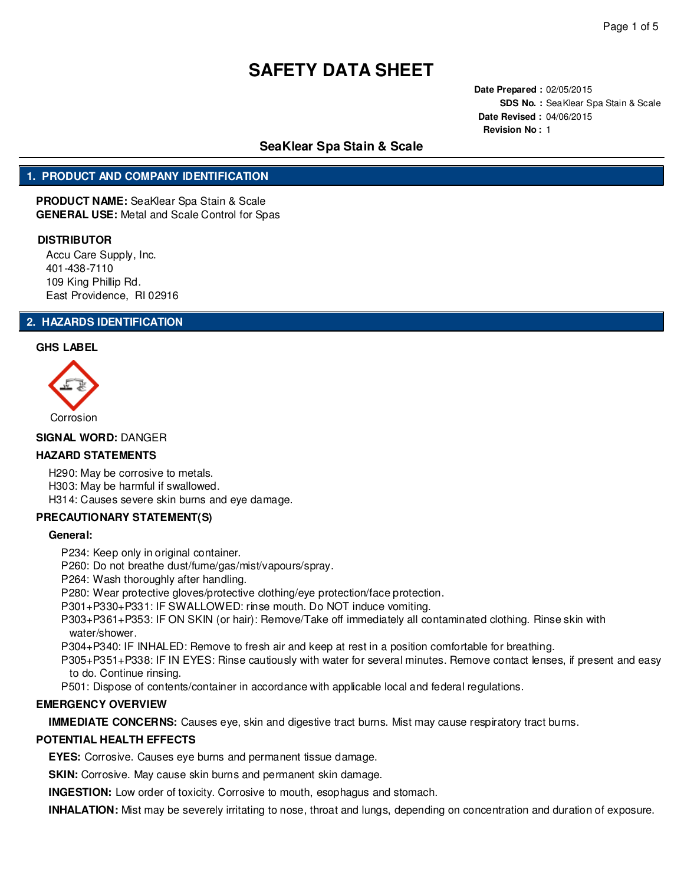# SAFETY DATA SHEET

**Date Prepared :** 02/05/2015
**SDS No. :** SeaKlear Spa Stain & Scale
**Date Revised :** 04/06/2015
**Revision No :** 1

## SeaKlear Spa Stain & Scale

## 1. PRODUCT AND COMPANY IDENTIFICATION

**PRODUCT NAME:** SeaKlear Spa Stain & Scale
**GENERAL USE:** Metal and Scale Control for Spas

**DISTRIBUTOR**

Accu Care Supply, Inc.
401-438-7110
109 King Phillip Rd.
East Providence, RI 02916

## 2. HAZARDS IDENTIFICATION

**GHS LABEL**

Corrosion

**SIGNAL WORD:** DANGER

**HAZARD STATEMENTS**

H290: May be corrosive to metals.
H303: May be harmful if swallowed.
H314: Causes severe skin burns and eye damage.

**PRECAUTIONARY STATEMENT(S)**

**General:**

P234: Keep only in original container.
P260: Do not breathe dust/fume/gas/mist/vapours/spray.
P264: Wash thoroughly after handling.
P280: Wear protective gloves/protective clothing/eye protection/face protection.
P301+P330+P331: IF SWALLOWED: rinse mouth. Do NOT induce vomiting.
P303+P361+P353: IF ON SKIN (or hair): Remove/Take off immediately all contaminated clothing. Rinse skin with water/shower.
P304+P340: IF INHALED: Remove to fresh air and keep at rest in a position comfortable for breathing.
P305+P351+P338: IF IN EYES: Rinse cautiously with water for several minutes. Remove contact lenses, if present and easy to do. Continue rinsing.
P501: Dispose of contents/container in accordance with applicable local and federal regulations.

**EMERGENCY OVERVIEW**

**IMMEDIATE CONCERNS:** Causes eye, skin and digestive tract burns. Mist may cause respiratory tract burns.

**POTENTIAL HEALTH EFFECTS**

**EYES:** Corrosive. Causes eye burns and permanent tissue damage.

**SKIN:** Corrosive. May cause skin burns and permanent skin damage.

**INGESTION:** Low order of toxicity. Corrosive to mouth, esophagus and stomach.

**INHALATION:** Mist may be severely irritating to nose, throat and lungs, depending on concentration and duration of exposure.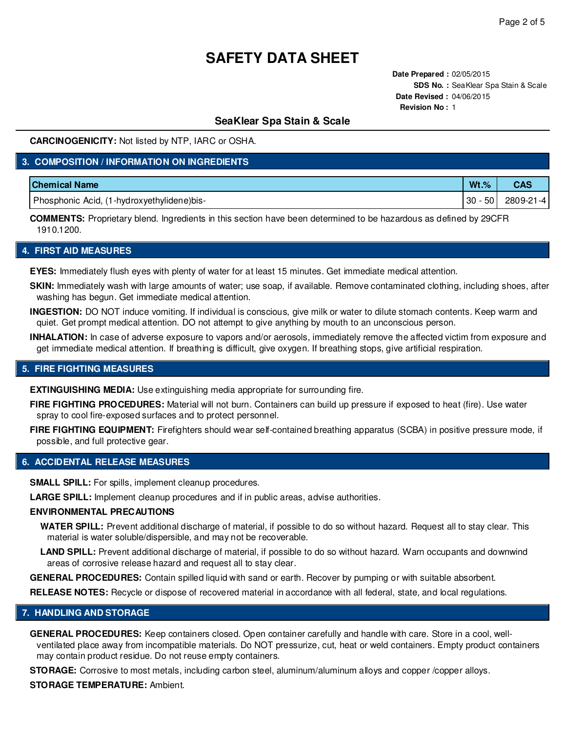# SAFETY DATA SHEET

**Date Prepared :** 02/05/2015
**SDS No. :** SeaKlear Spa Stain & Scale
**Date Revised :** 04/06/2015
**Revision No :** 1

## SeaKlear Spa Stain & Scale

**CARCINOGENICITY:** Not listed by NTP, IARC or OSHA.

## 3. COMPOSITION / INFORMATION ON INGREDIENTS

| Chemical Name | Wt.% | CAS |
| --- | --- | --- |
| Phosphonic Acid, (1-hydroxyethylidene)bis- | 30 - 50 | 2809-21-4 |

**COMMENTS:** Proprietary blend. Ingredients in this section have been determined to be hazardous as defined by 29CFR 1910.1200.

## 4. FIRST AID MEASURES

**EYES:** Immediately flush eyes with plenty of water for at least 15 minutes. Get immediate medical attention.

**SKIN:** Immediately wash with large amounts of water; use soap, if available. Remove contaminated clothing, including shoes, after washing has begun. Get immediate medical attention.

**INGESTION:** DO NOT induce vomiting. If individual is conscious, give milk or water to dilute stomach contents. Keep warm and quiet. Get prompt medical attention. DO not attempt to give anything by mouth to an unconscious person.

**INHALATION:** In case of adverse exposure to vapors and/or aerosols, immediately remove the affected victim from exposure and get immediate medical attention. If breathing is difficult, give oxygen. If breathing stops, give artificial respiration.

## 5. FIRE FIGHTING MEASURES

**EXTINGUISHING MEDIA:** Use extinguishing media appropriate for surrounding fire.

**FIRE FIGHTING PROCEDURES:** Material will not burn. Containers can build up pressure if exposed to heat (fire). Use water spray to cool fire-exposed surfaces and to protect personnel.

**FIRE FIGHTING EQUIPMENT:** Firefighters should wear self-contained breathing apparatus (SCBA) in positive pressure mode, if possible, and full protective gear.

## 6. ACCIDENTAL RELEASE MEASURES

**SMALL SPILL:** For spills, implement cleanup procedures.

**LARGE SPILL:** Implement cleanup procedures and if in public areas, advise authorities.

**ENVIRONMENTAL PRECAUTIONS**

**WATER SPILL:** Prevent additional discharge of material, if possible to do so without hazard. Request all to stay clear. This material is water soluble/dispersible, and may not be recoverable.

**LAND SPILL:** Prevent additional discharge of material, if possible to do so without hazard. Warn occupants and downwind areas of corrosive release hazard and request all to stay clear.

**GENERAL PROCEDURES:** Contain spilled liquid with sand or earth. Recover by pumping or with suitable absorbent.

**RELEASE NOTES:** Recycle or dispose of recovered material in accordance with all federal, state, and local regulations.

## 7. HANDLING AND STORAGE

**GENERAL PROCEDURES:** Keep containers closed. Open container carefully and handle with care. Store in a cool, well-ventilated place away from incompatible materials. Do NOT pressurize, cut, heat or weld containers. Empty product containers may contain product residue. Do not reuse empty containers.

**STORAGE:** Corrosive to most metals, including carbon steel, aluminum/aluminum alloys and copper /copper alloys.

**STORAGE TEMPERATURE:** Ambient.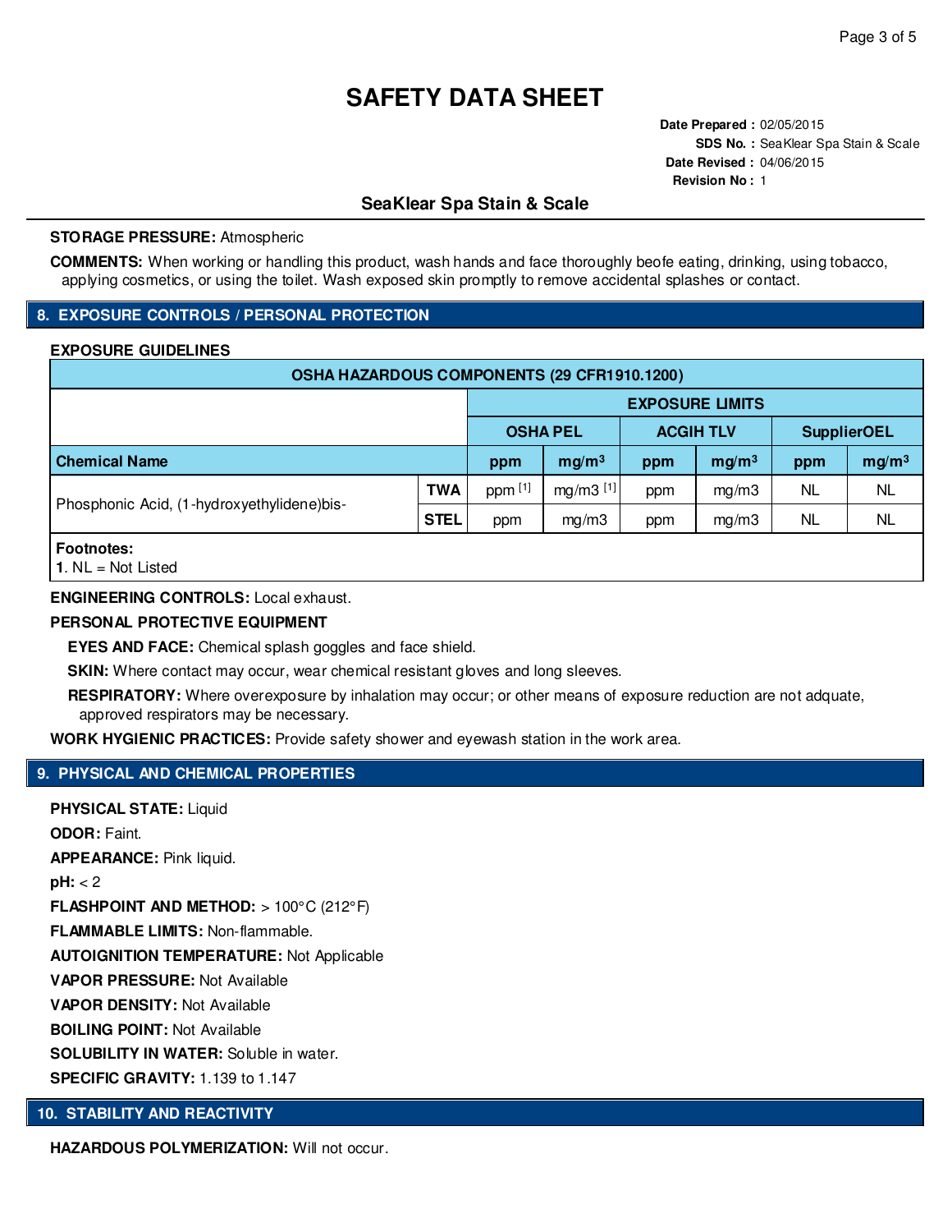# SAFETY DATA SHEET

**Date Prepared :** 02/05/2015
**SDS No. :** SeaKlear Spa Stain & Scale
**Date Revised :** 04/06/2015
**Revision No :** 1

## SeaKlear Spa Stain & Scale

**STORAGE PRESSURE:** Atmospheric

**COMMENTS:** When working or handling this product, wash hands and face thoroughly beofe eating, drinking, using tobacco, applying cosmetics, or using the toilet. Wash exposed skin promptly to remove accidental splashes or contact.

## 8. EXPOSURE CONTROLS / PERSONAL PROTECTION

**EXPOSURE GUIDELINES**

| OSHA HAZARDOUS COMPONENTS (29 CFR1910.1200) | | | | | | | | |
|---|---|---|---|---|---|---|---|---|
| | | EXPOSURE LIMITS | | | | | | |
| | | OSHA PEL | | ACGIH TLV | | SupplierOEL | | |
| **Chemical Name** | | ppm | $mg/m^3$ | ppm | $mg/m^3$ | ppm | $mg/m^3$ | |
| Phosphonic Acid, (1-hydroxyethylidene)bis- | **TWA** | ppm [1] | mg/m3 [1] | ppm | mg/m3 | NL | NL | |
| | **STEL** | ppm | mg/m3 | ppm | mg/m3 | NL | NL | |

**Footnotes:**
**1**. NL = Not Listed

**ENGINEERING CONTROLS:** Local exhaust.

**PERSONAL PROTECTIVE EQUIPMENT**

**EYES AND FACE:** Chemical splash goggles and face shield.

**SKIN:** Where contact may occur, wear chemical resistant gloves and long sleeves.

**RESPIRATORY:** Where overexposure by inhalation may occur; or other means of exposure reduction are not adquate, approved respirators may be necessary.

**WORK HYGIENIC PRACTICES:** Provide safety shower and eyewash station in the work area.

## 9. PHYSICAL AND CHEMICAL PROPERTIES

**PHYSICAL STATE:** Liquid

**ODOR:** Faint.

**APPEARANCE:** Pink liquid.

**pH:** < 2

**FLASHPOINT AND METHOD:** > 100°C (212°F)

**FLAMMABLE LIMITS:** Non-flammable.

**AUTOIGNITION TEMPERATURE:** Not Applicable

**VAPOR PRESSURE:** Not Available

**VAPOR DENSITY:** Not Available

**BOILING POINT:** Not Available

**SOLUBILITY IN WATER:** Soluble in water.

**SPECIFIC GRAVITY:** 1.139 to 1.147

## 10. STABILITY AND REACTIVITY

**HAZARDOUS POLYMERIZATION:** Will not occur.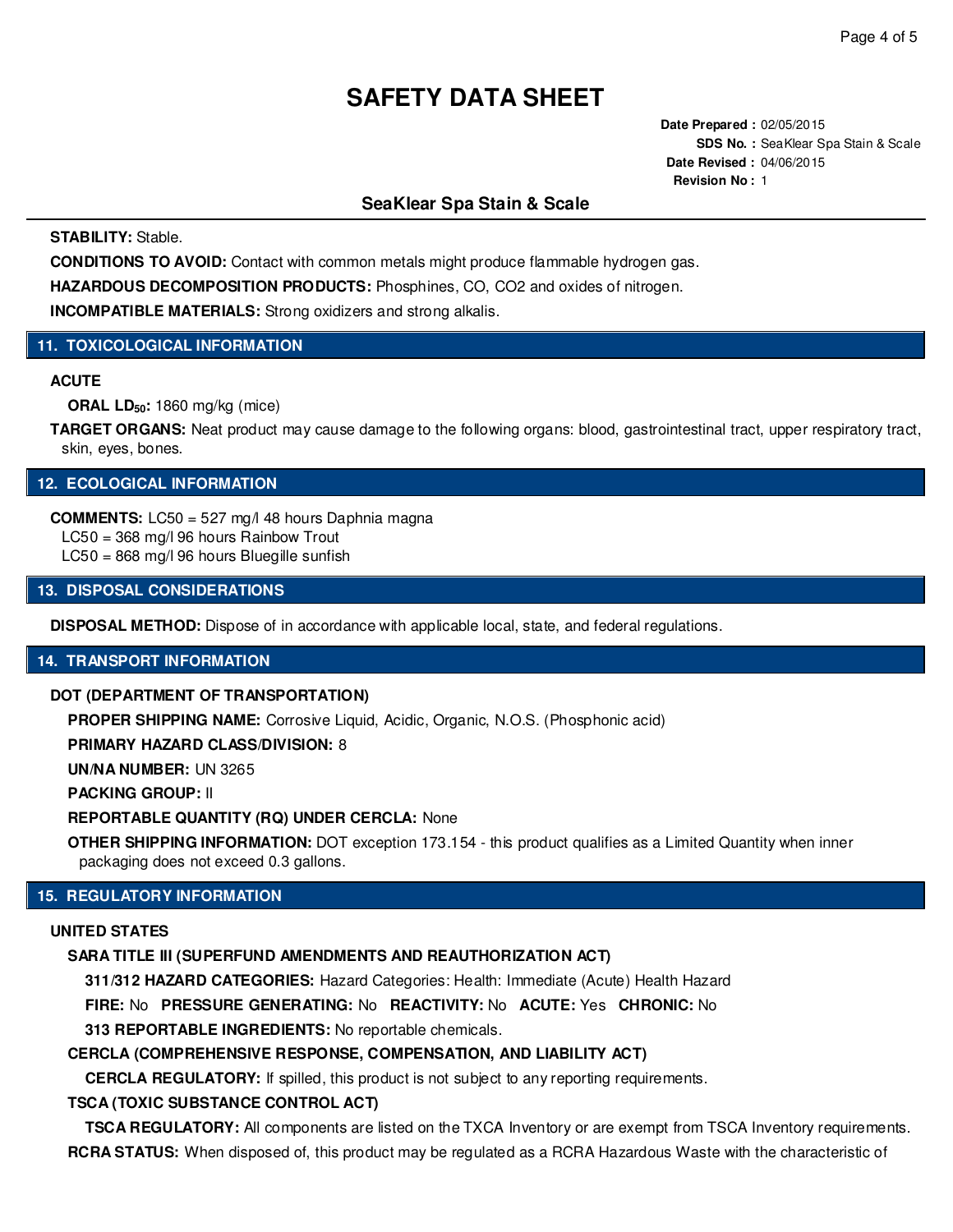# SAFETY DATA SHEET

**Date Prepared :** 02/05/2015
**SDS No. :** SeaKlear Spa Stain & Scale
**Date Revised :** 04/06/2015
**Revision No :** 1

## SeaKlear Spa Stain & Scale

**STABILITY:** Stable.

**CONDITIONS TO AVOID:** Contact with common metals might produce flammable hydrogen gas.

**HAZARDOUS DECOMPOSITION PRODUCTS:** Phosphines, CO, CO2 and oxides of nitrogen.

**INCOMPATIBLE MATERIALS:** Strong oxidizers and strong alkalis.

## 11. TOXICOLOGICAL INFORMATION

**ACUTE**

**ORAL $LD_{50}$:** 1860 mg/kg (mice)

**TARGET ORGANS:** Neat product may cause damage to the following organs: blood, gastrointestinal tract, upper respiratory tract, skin, eyes, bones.

## 12. ECOLOGICAL INFORMATION

**COMMENTS:** LC50 = 527 mg/l 48 hours Daphnia magna
LC50 = 368 mg/l 96 hours Rainbow Trout
LC50 = 868 mg/l 96 hours Bluegille sunfish

## 13. DISPOSAL CONSIDERATIONS

**DISPOSAL METHOD:** Dispose of in accordance with applicable local, state, and federal regulations.

## 14. TRANSPORT INFORMATION

**DOT (DEPARTMENT OF TRANSPORTATION)**

**PROPER SHIPPING NAME:** Corrosive Liquid, Acidic, Organic, N.O.S. (Phosphonic acid)

**PRIMARY HAZARD CLASS/DIVISION:** 8

**UN/NA NUMBER:** UN 3265

**PACKING GROUP:** II

**REPORTABLE QUANTITY (RQ) UNDER CERCLA:** None

**OTHER SHIPPING INFORMATION:** DOT exception 173.154 - this product qualifies as a Limited Quantity when inner packaging does not exceed 0.3 gallons.

## 15. REGULATORY INFORMATION

**UNITED STATES**

**SARA TITLE III (SUPERFUND AMENDMENTS AND REAUTHORIZATION ACT)**

**311/312 HAZARD CATEGORIES:** Hazard Categories: Health: Immediate (Acute) Health Hazard

**FIRE:** No **PRESSURE GENERATING:** No **REACTIVITY:** No **ACUTE:** Yes **CHRONIC:** No

**313 REPORTABLE INGREDIENTS:** No reportable chemicals.

**CERCLA (COMPREHENSIVE RESPONSE, COMPENSATION, AND LIABILITY ACT)**

**CERCLA REGULATORY:** If spilled, this product is not subject to any reporting requirements.

**TSCA (TOXIC SUBSTANCE CONTROL ACT)**

**TSCA REGULATORY:** All components are listed on the TXCA Inventory or are exempt from TSCA Inventory requirements.

**RCRA STATUS:** When disposed of, this product may be regulated as a RCRA Hazardous Waste with the characteristic of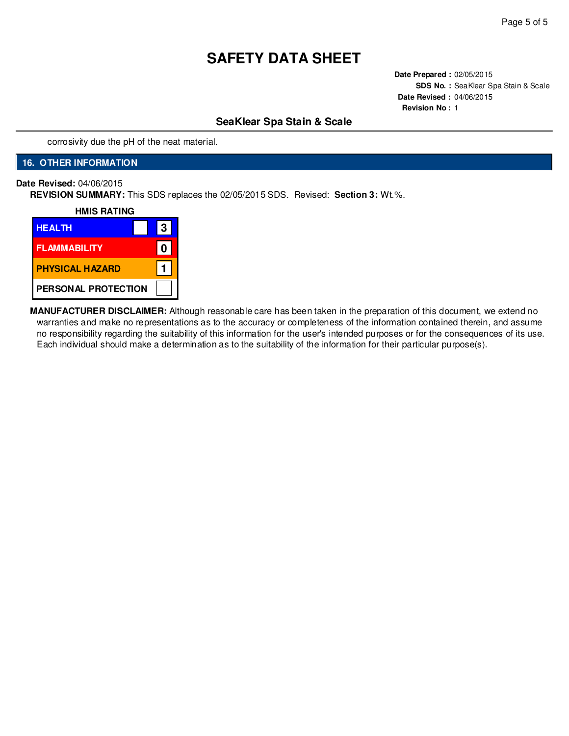# SAFETY DATA SHEET

**Date Prepared :** 02/05/2015
**SDS No. :** SeaKlear Spa Stain & Scale
**Date Revised :** 04/06/2015
**Revision No :** 1

## SeaKlear Spa Stain & Scale

corrosivity due the pH of the neat material.

## 16. OTHER INFORMATION

**Date Revised:** 04/06/2015

**REVISION SUMMARY:** This SDS replaces the 02/05/2015 SDS. Revised: **Section 3:** Wt.%.

**HMIS RATING**

| | | |
|---|---|---|
| HEALTH | | 3 |
| FLAMMABILITY | | 0 |
| PHYSICAL HAZARD | | 1 |
| PERSONAL PROTECTION | | |

**MANUFACTURER DISCLAIMER:** Although reasonable care has been taken in the preparation of this document, we extend no warranties and make no representations as to the accuracy or completeness of the information contained therein, and assume no responsibility regarding the suitability of this information for the user's intended purposes or for the consequences of its use. Each individual should make a determination as to the suitability of the information for their particular purpose(s).